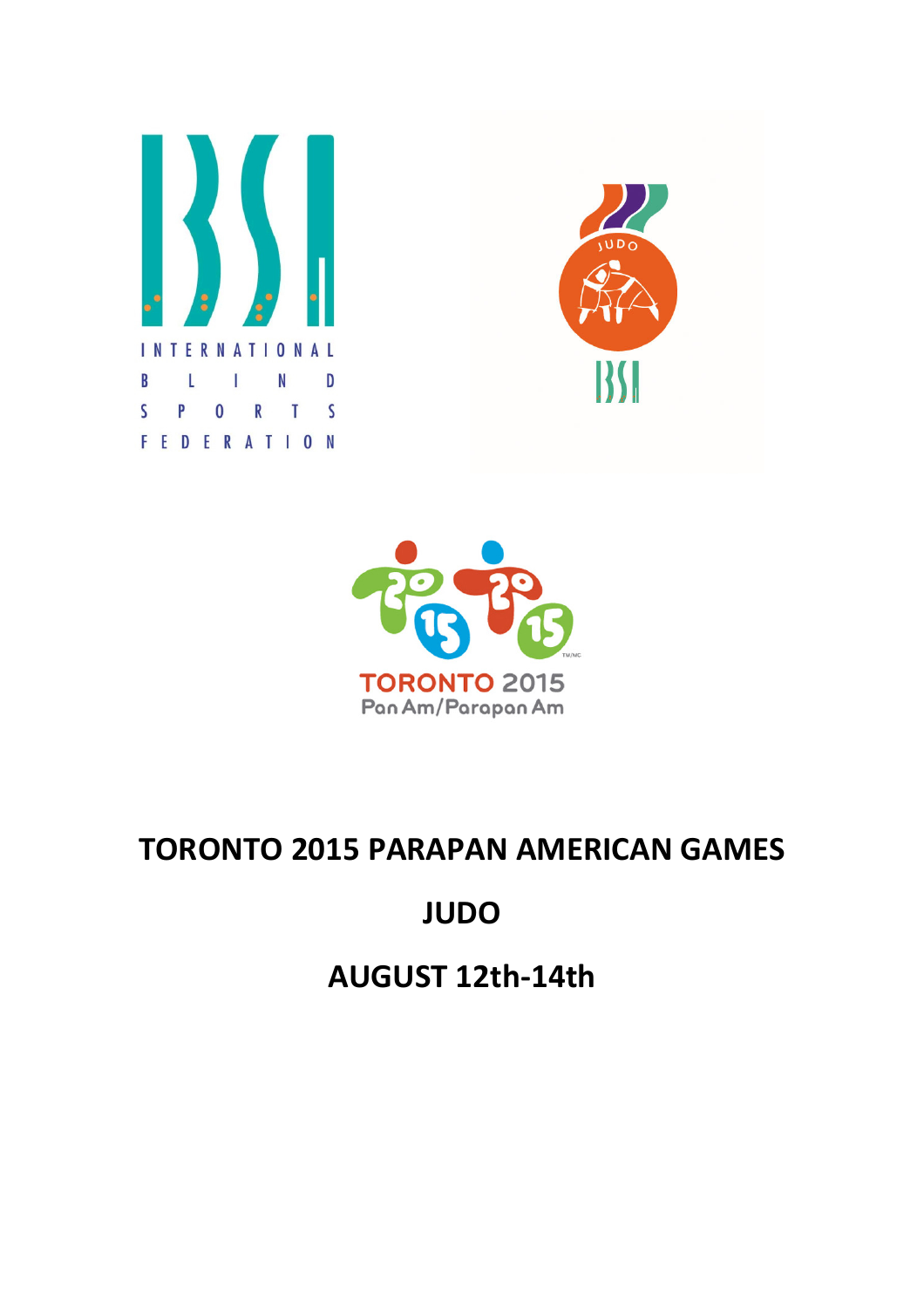INTERNATIONAL BLIND SPORTS FEDERATION

TORONTO 2015 Pan Am/Parapan Am

# TORONTO 2015 PARAPAN AMERICAN GAMES

# JUDO

# AUGUST 12th-14th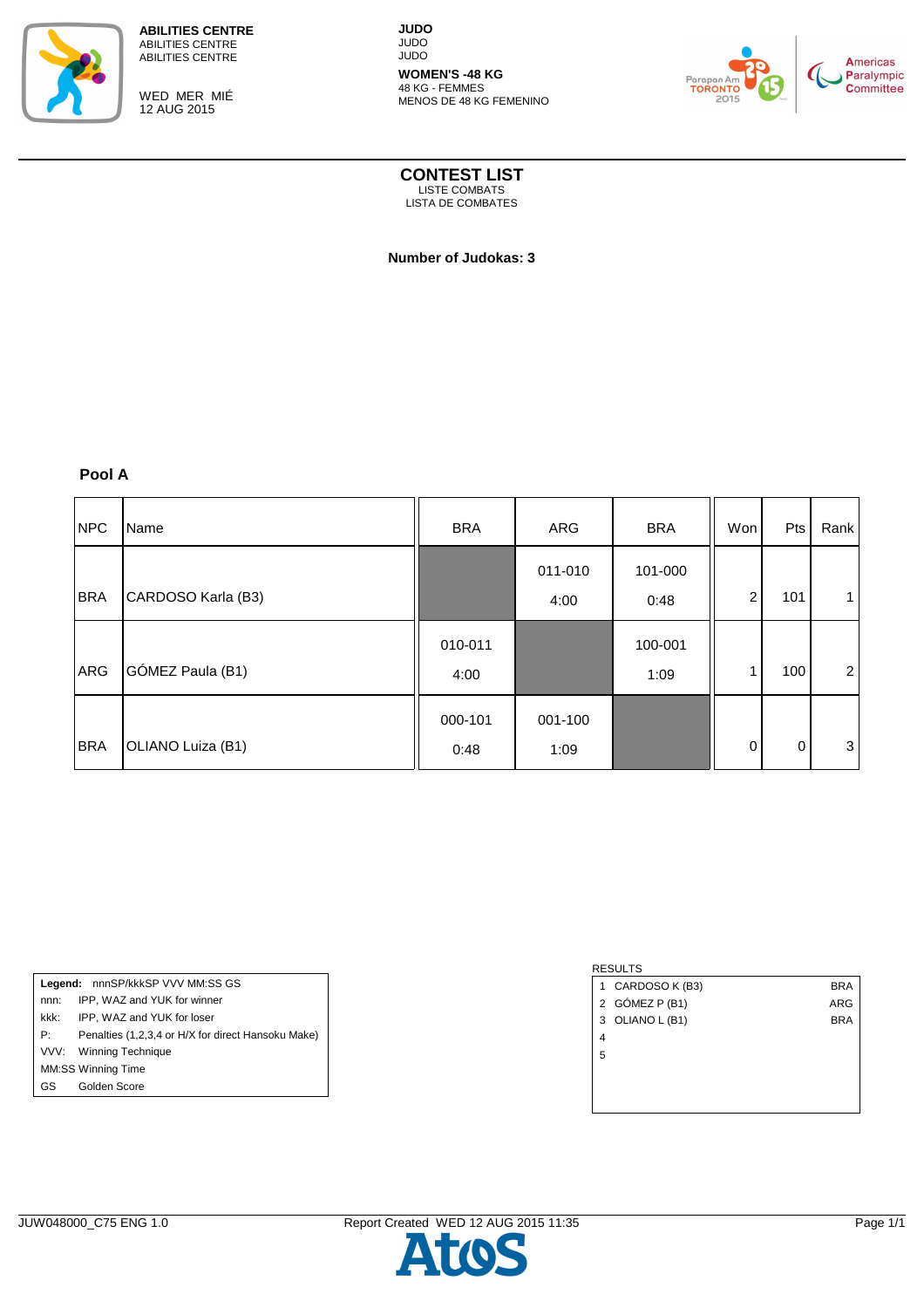**ABILITIES CENTRE**
ABILITIES CENTRE
ABILITIES CENTRE

WED MER MIÉ
12 AUG 2015

**JUDO**
JUDO
JUDO

**WOMEN'S -48 KG**
48 KG - FEMMES
MENOS DE 48 KG FEMENINO

# CONTEST LIST
LISTE COMBATS
LISTA DE COMBATES

**Number of Judokas: 3**

## Pool A

| NPC | Name | BRA | ARG | BRA | Won | Pts | Rank |
|---|---|---|---|---|---|---|---|
| BRA | CARDOSO Karla (B3) | | 011-010 4:00 | 101-000 0:48 | 2 | 101 | 1 |
| ARG | GÓMEZ Paula (B1) | 010-011 4:00 | | 100-001 1:09 | 1 | 100 | 2 |
| BRA | OLIANO Luiza (B1) | 000-101 0:48 | 001-100 1:09 | | 0 | 0 | 3 |

| **Legend:** | nnnSP/kkkSP VVV MM:SS GS |
|---|---|
| nnn: | IPP, WAZ and YUK for winner |
| kkk: | IPP, WAZ and YUK for loser |
| P: | Penalties (1,2,3,4 or H/X for direct Hansoku Make) |
| VVV: | Winning Technique |
| MM:SS | Winning Time |
| GS | Golden Score |

RESULTS

| | | |
|---|---|---|
| 1 | CARDOSO K (B3) | BRA |
| 2 | GÓMEZ P (B1) | ARG |
| 3 | OLIANO L (B1) | BRA |
| 4 | | |
| 5 | | |

JUW048000_C75 ENG 1.0 Report Created WED 12 AUG 2015 11:35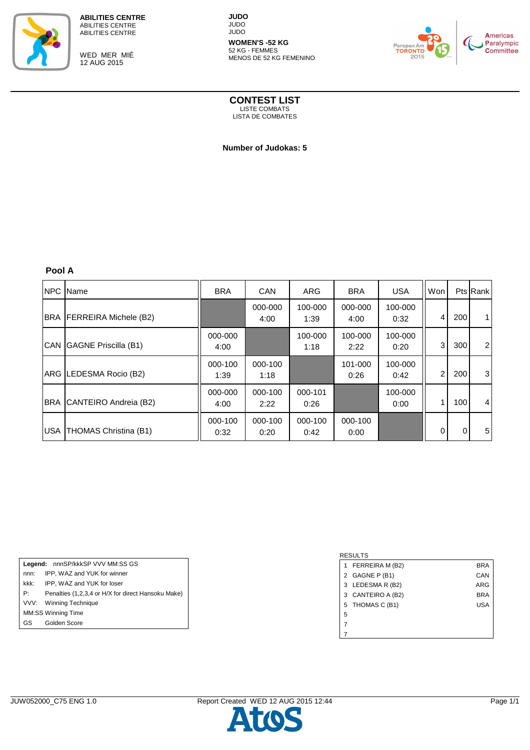**ABILITIES CENTRE**
ABILITIES CENTRE
ABILITIES CENTRE

WED MER MIÉ
12 AUG 2015

**JUDO**
JUDO
JUDO

**WOMEN'S -52 KG**
52 KG - FEMMES
MENOS DE 52 KG FEMENINO

# CONTEST LIST
LISTE COMBATS
LISTA DE COMBATES

**Number of Judokas: 5**

## Pool A

| NPC | Name | BRA | CAN | ARG | BRA | USA | Won | Pts | Rank |
|---|---|---|---|---|---|---|---|---|---|
| BRA | FERREIRA Michele (B2) | | 000-000 4:00 | 100-000 1:39 | 000-000 4:00 | 100-000 0:32 | 4 | 200 | 1 |
| CAN | GAGNE Priscilla (B1) | 000-000 4:00 | | 100-000 1:18 | 100-000 2:22 | 100-000 0:20 | 3 | 300 | 2 |
| ARG | LEDESMA Rocio (B2) | 000-100 1:39 | 000-100 1:18 | | 101-000 0:26 | 100-000 0:42 | 2 | 200 | 3 |
| BRA | CANTEIRO Andreia (B2) | 000-000 4:00 | 000-100 2:22 | 000-101 0:26 | | 100-000 0:00 | 1 | 100 | 4 |
| USA | THOMAS Christina (B1) | 000-100 0:32 | 000-100 0:20 | 000-100 0:42 | 000-100 0:00 | | 0 | 0 | 5 |

| **Legend:** | nnnSP/kkkSP VVV MM:SS GS |
|---|---|
| nnn: | IPP, WAZ and YUK for winner |
| kkk: | IPP, WAZ and YUK for loser |
| P: | Penalties (1,2,3,4 or H/X for direct Hansoku Make) |
| VVV: | Winning Technique |
| MM:SS | Winning Time |
| GS | Golden Score |

RESULTS

| Rank | Name | NPC |
|---|---|---|
| 1 | FERREIRA M (B2) | BRA |
| 2 | GAGNE P (B1) | CAN |
| 3 | LEDESMA R (B2) | ARG |
| 3 | CANTEIRO A (B2) | BRA |
| 5 | THOMAS C (B1) | USA |
| 5 | | |
| 7 | | |
| 7 | | |

JUW052000_C75 ENG 1.0 — Report Created WED 12 AUG 2015 12:44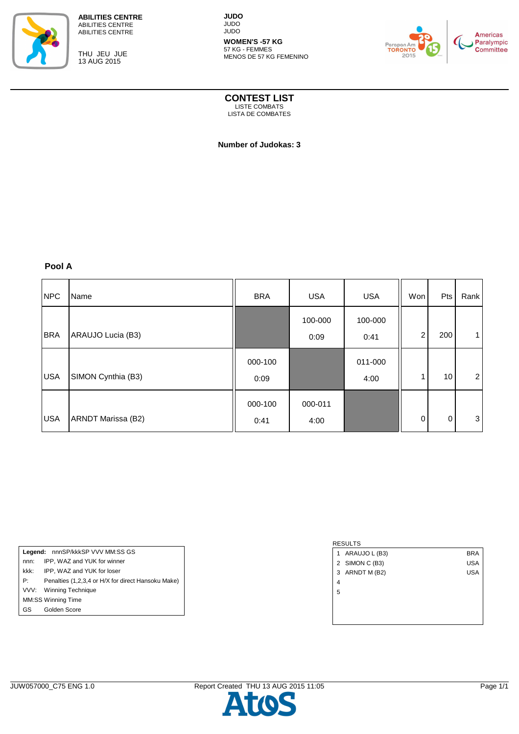**ABILITIES CENTRE**
ABILITIES CENTRE
ABILITIES CENTRE

THU JEU JUE
13 AUG 2015

**JUDO**
JUDO
JUDO

**WOMEN'S -57 KG**
57 KG - FEMMES
MENOS DE 57 KG FEMENINO

## CONTEST LIST
LISTE COMBATS
LISTA DE COMBATES

**Number of Judokas: 3**

### Pool A

| NPC | Name | BRA | USA | USA | Won | Pts | Rank |
|---|---|---|---|---|---|---|---|
| BRA | ARAUJO Lucia (B3) | | 100-000 0:09 | 100-000 0:41 | 2 | 200 | 1 |
| USA | SIMON Cynthia (B3) | 000-100 0:09 | | 011-000 4:00 | 1 | 10 | 2 |
| USA | ARNDT Marissa (B2) | 000-100 0:41 | 000-011 4:00 | | 0 | 0 | 3 |

| **Legend:** | nnnSP/kkkSP VVV MM:SS GS |
|---|---|
| nnn: | IPP, WAZ and YUK for winner |
| kkk: | IPP, WAZ and YUK for loser |
| P: | Penalties (1,2,3,4 or H/X for direct Hansoku Make) |
| VVV: | Winning Technique |
| MM:SS | Winning Time |
| GS | Golden Score |

RESULTS

| | | |
|---|---|---|
| 1 | ARAUJO L (B3) | BRA |
| 2 | SIMON C (B3) | USA |
| 3 | ARNDT M (B2) | USA |
| 4 | | |
| 5 | | |

JUW057000_C75 ENG 1.0 Report Created THU 13 AUG 2015 11:05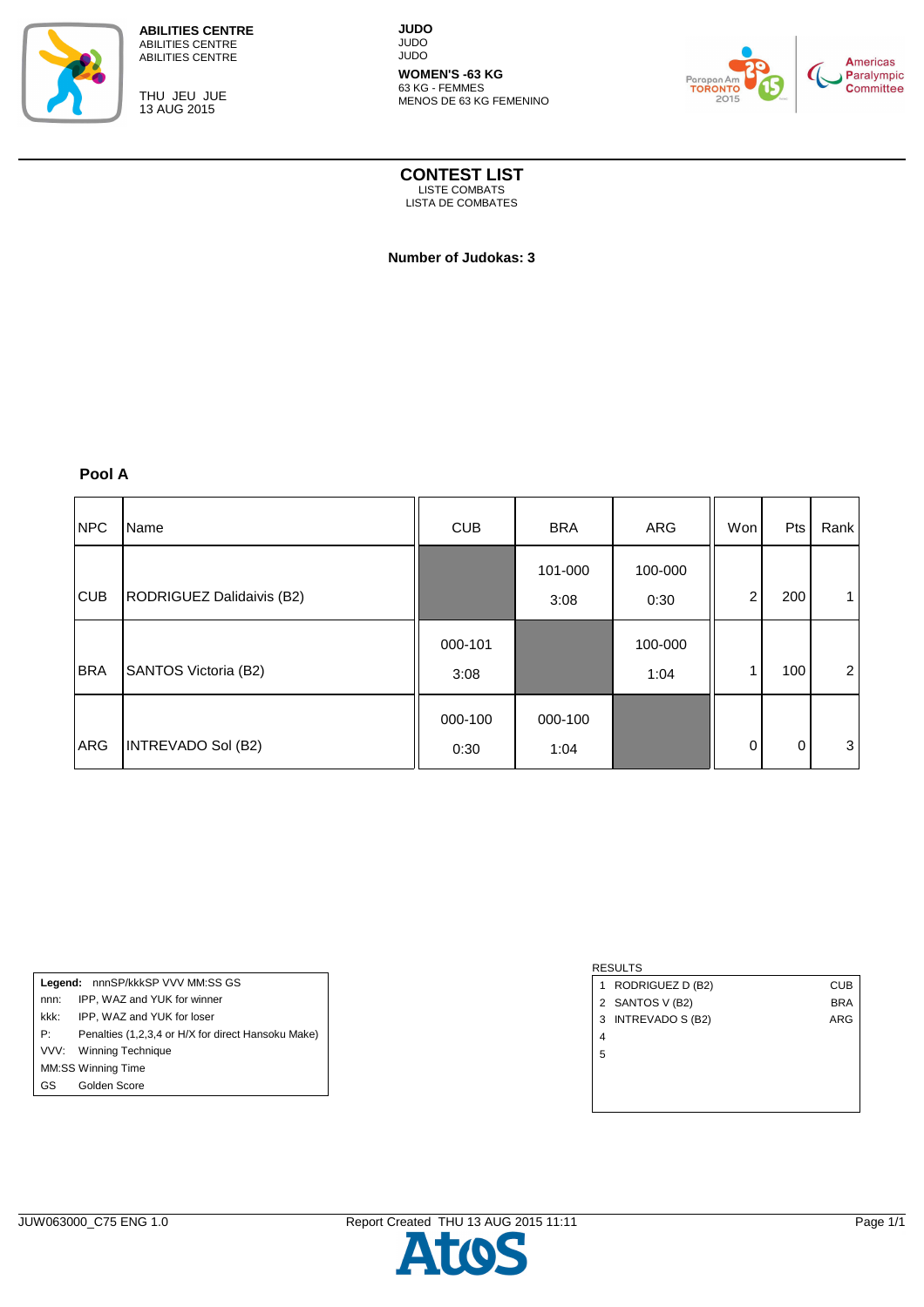**ABILITIES CENTRE**
ABILITIES CENTRE
ABILITIES CENTRE

THU JEU JUE
13 AUG 2015

**JUDO**
JUDO
JUDO

**WOMEN'S -63 KG**
63 KG - FEMMES
MENOS DE 63 KG FEMENINO

## CONTEST LIST
LISTE COMBATS
LISTA DE COMBATES

**Number of Judokas: 3**

### Pool A

| NPC | Name | CUB | BRA | ARG | Won | Pts | Rank |
|---|---|---|---|---|---|---|---|
| CUB | RODRIGUEZ Dalidaivis (B2) | | 101-000 3:08 | 100-000 0:30 | 2 | 200 | 1 |
| BRA | SANTOS Victoria (B2) | 000-101 3:08 | | 100-000 1:04 | 1 | 100 | 2 |
| ARG | INTREVADO Sol (B2) | 000-100 0:30 | 000-100 1:04 | | 0 | 0 | 3 |

| **Legend:** | nnnSP/kkkSP VVV MM:SS GS |
|---|---|
| nnn: | IPP, WAZ and YUK for winner |
| kkk: | IPP, WAZ and YUK for loser |
| P: | Penalties (1,2,3,4 or H/X for direct Hansoku Make) |
| VVV: | Winning Technique |
| MM:SS | Winning Time |
| GS | Golden Score |

RESULTS

| | | |
|---|---|---|
| 1 | RODRIGUEZ D (B2) | CUB |
| 2 | SANTOS V (B2) | BRA |
| 3 | INTREVADO S (B2) | ARG |
| 4 | | |
| 5 | | |

JUW063000_C75 ENG 1.0 Report Created THU 13 AUG 2015 11:11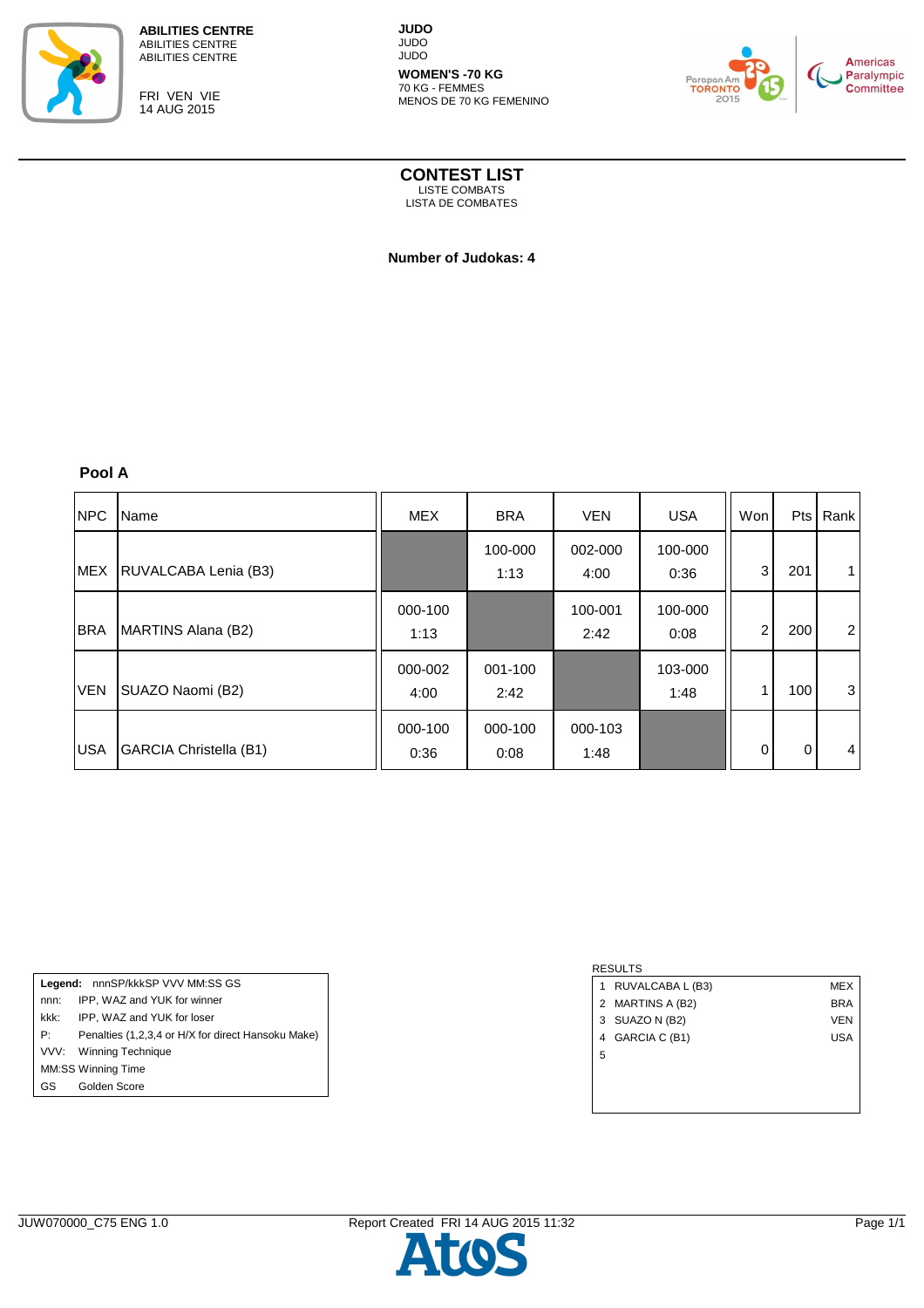**ABILITIES CENTRE**
ABILITIES CENTRE
ABILITIES CENTRE

FRI VEN VIE
14 AUG 2015

**JUDO**
JUDO
JUDO

**WOMEN'S -70 KG**
70 KG - FEMMES
MENOS DE 70 KG FEMENINO

# CONTEST LIST

LISTE COMBATS
LISTA DE COMBATES

**Number of Judokas: 4**

## Pool A

| NPC | Name | MEX | BRA | VEN | USA | Won | Pts | Rank |
|---|---|---|---|---|---|---|---|---|
| MEX | RUVALCABA Lenia (B3) | | 100-000 1:13 | 002-000 4:00 | 100-000 0:36 | 3 | 201 | 1 |
| BRA | MARTINS Alana (B2) | 000-100 1:13 | | 100-001 2:42 | 100-000 0:08 | 2 | 200 | 2 |
| VEN | SUAZO Naomi (B2) | 000-002 4:00 | 001-100 2:42 | | 103-000 1:48 | 1 | 100 | 3 |
| USA | GARCIA Christella (B1) | 000-100 0:36 | 000-100 0:08 | 000-103 1:48 | | 0 | 0 | 4 |

| **Legend:** | nnnSP/kkkSP VVV MM:SS GS |
|---|---|
| nnn: | IPP, WAZ and YUK for winner |
| kkk: | IPP, WAZ and YUK for loser |
| P: | Penalties (1,2,3,4 or H/X for direct Hansoku Make) |
| VVV: | Winning Technique |
| MM:SS | Winning Time |
| GS | Golden Score |

RESULTS

| | | |
|---|---|---|
| 1 | RUVALCABA L (B3) | MEX |
| 2 | MARTINS A (B2) | BRA |
| 3 | SUAZO N (B2) | VEN |
| 4 | GARCIA C (B1) | USA |
| 5 | | |

JUW070000_C75 ENG 1.0 Report Created FRI 14 AUG 2015 11:32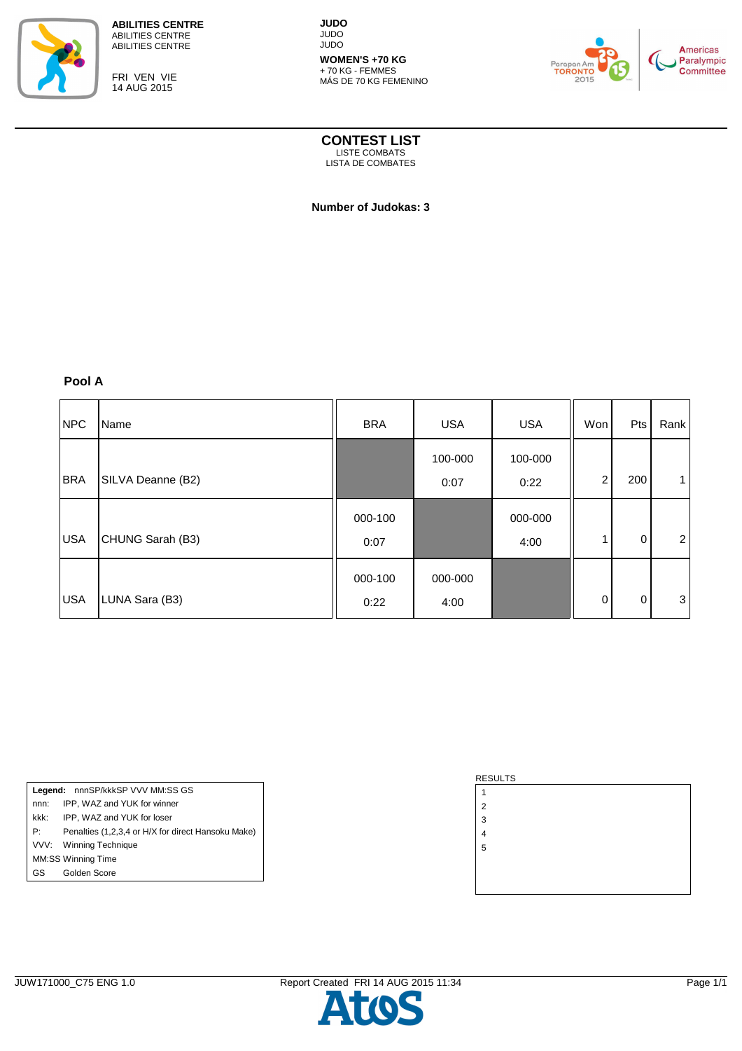**ABILITIES CENTRE**
ABILITIES CENTRE
ABILITIES CENTRE

FRI VEN VIE
14 AUG 2015

**JUDO**
JUDO
JUDO

**WOMEN'S +70 KG**
+ 70 KG - FEMMES
MÁS DE 70 KG FEMENINO

# CONTEST LIST
LISTE COMBATS
LISTA DE COMBATES

**Number of Judokas: 3**

### Pool A

| NPC | Name | BRA | USA | USA | Won | Pts | Rank |
|---|---|---|---|---|---|---|---|
| BRA | SILVA Deanne (B2) | | 100-000 0:07 | 100-000 0:22 | 2 | 200 | 1 |
| USA | CHUNG Sarah (B3) | 000-100 0:07 | | 000-000 4:00 | 1 | 0 | 2 |
| USA | LUNA Sara (B3) | 000-100 0:22 | 000-000 4:00 | | 0 | 0 | 3 |

| **Legend:** | nnnSP/kkkSP VVV MM:SS GS |
|---|---|
| nnn: | IPP, WAZ and YUK for winner |
| kkk: | IPP, WAZ and YUK for loser |
| P: | Penalties (1,2,3,4 or H/X for direct Hansoku Make) |
| VVV: | Winning Technique |
| MM:SS | Winning Time |
| GS | Golden Score |

RESULTS

| RESULTS |
|---|
| 1 |
| 2 |
| 3 |
| 4 |
| 5 |

JUW171000_C75 ENG 1.0 Report Created FRI 14 AUG 2015 11:34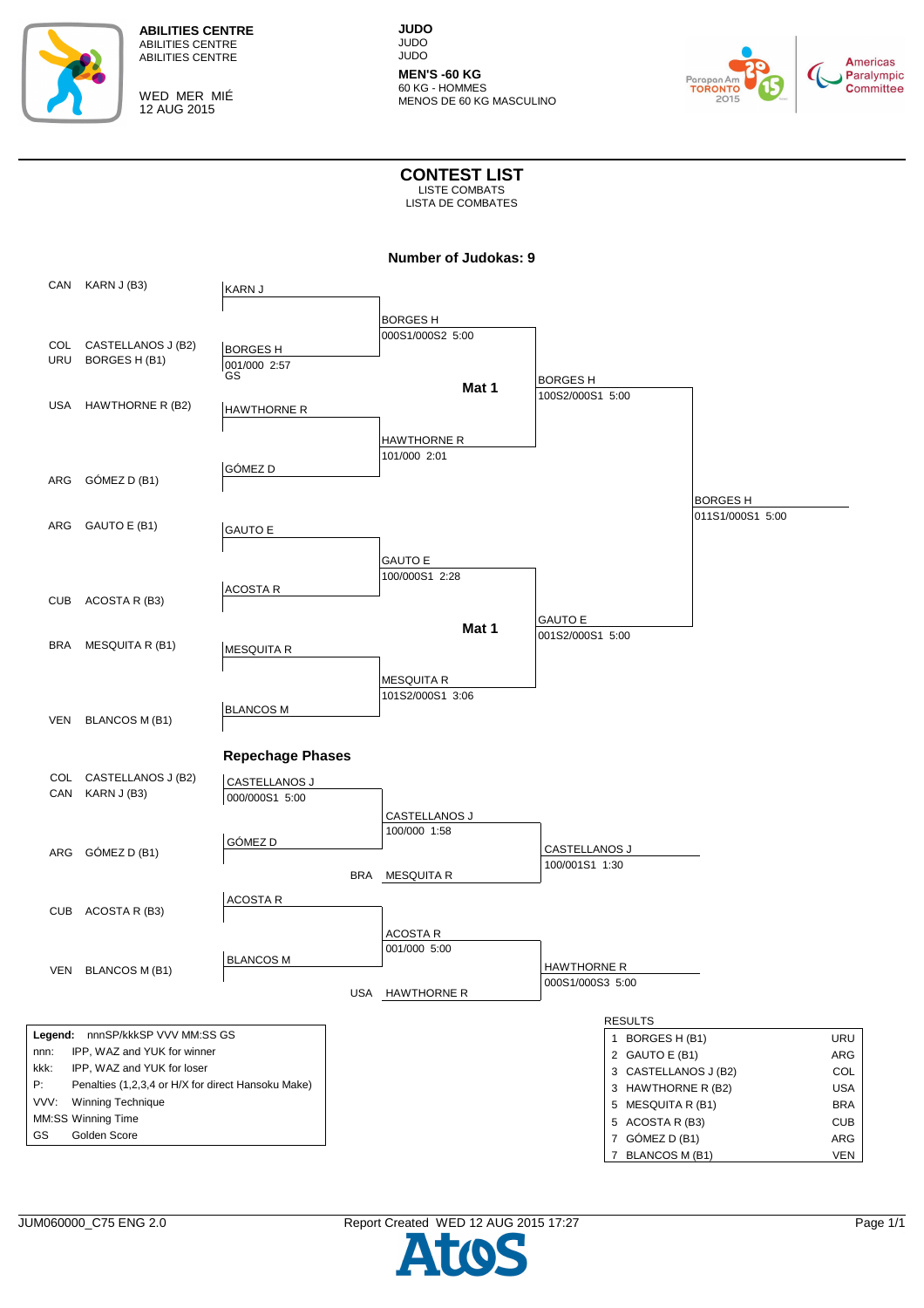**ABILITIES CENTRE**
ABILITIES CENTRE
ABILITIES CENTRE

WED MER MIÉ
12 AUG 2015

**JUDO**
JUDO
JUDO

**MEN'S -60 KG**
60 KG - HOMMES
MENOS DE 60 KG MASCULINO

# CONTEST LIST

LISTE COMBATS
LISTA DE COMBATES

**Number of Judokas: 9**

| NOC | Athlete |
|---|---|
| CAN | KARN J (B3) |
| COL | CASTELLANOS J (B2) |
| URU | BORGES H (B1) |
| USA | HAWTHORNE R (B2) |
| ARG | GÓMEZ D (B1) |
| ARG | GAUTO E (B1) |
| CUB | ACOSTA R (B3) |
| BRA | MESQUITA R (B1) |
| VEN | BLANCOS M (B1) |

**Main bracket**

Mat 1

- KARN J vs BORGES H (CASTELLANOS J / BORGES H): BORGES H 001/000 2:57 GS
- BORGES H vs ... : BORGES H 000S1/000S2 5:00
- HAWTHORNE R vs GÓMEZ D: HAWTHORNE R 101/000 2:01
- BORGES H vs HAWTHORNE R: BORGES H 100S2/000S1 5:00

Mat 1

- GAUTO E vs ACOSTA R: GAUTO E 100/000S1 2:28
- MESQUITA R vs BLANCOS M: MESQUITA R 101S2/000S1 3:06
- GAUTO E vs MESQUITA R: GAUTO E 001S2/000S1 5:00

Final: BORGES H 011S1/000S1 5:00

## Repechage Phases

- CASTELLANOS J (COL CASTELLANOS J (B2) / CAN KARN J (B3)): CASTELLANOS J 000/000S1 5:00
- CASTELLANOS J vs GÓMEZ D (ARG GÓMEZ D (B1)): CASTELLANOS J 100/000 1:58
- CASTELLANOS J vs BRA MESQUITA R: CASTELLANOS J 100/001S1 1:30
- ACOSTA R (CUB ACOSTA R (B3)) vs BLANCOS M (VEN BLANCOS M (B1)): ACOSTA R 001/000 5:00
- ACOSTA R vs USA HAWTHORNE R: HAWTHORNE R 000S1/000S3 5:00

| Legend: | nnnSP/kkkSP VVV MM:SS GS |
|---|---|
| nnn: | IPP, WAZ and YUK for winner |
| kkk: | IPP, WAZ and YUK for loser |
| P: | Penalties (1,2,3,4 or H/X for direct Hansoku Make) |
| VVV: | Winning Technique |
| MM:SS | Winning Time |
| GS | Golden Score |

RESULTS

| Rank | Athlete | NOC |
|---|---|---|
| 1 | BORGES H (B1) | URU |
| 2 | GAUTO E (B1) | ARG |
| 3 | CASTELLANOS J (B2) | COL |
| 3 | HAWTHORNE R (B2) | USA |
| 5 | MESQUITA R (B1) | BRA |
| 5 | ACOSTA R (B3) | CUB |
| 7 | GÓMEZ D (B1) | ARG |
| 7 | BLANCOS M (B1) | VEN |

JUM060000_C75 ENG 2.0 Report Created WED 12 AUG 2015 17:27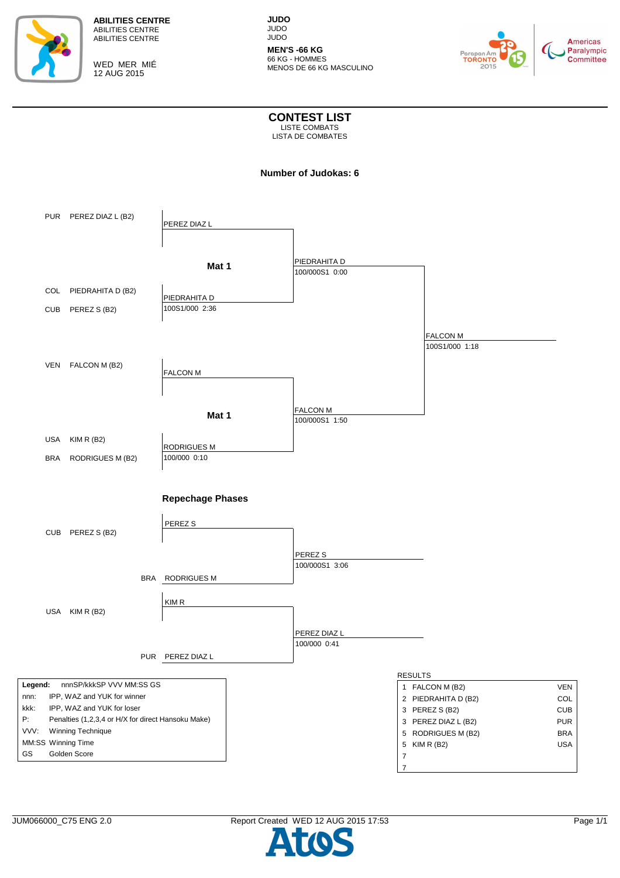**ABILITIES CENTRE**
ABILITIES CENTRE
ABILITIES CENTRE

WED MER MIÉ
12 AUG 2015

**JUDO**
JUDO
JUDO

**MEN'S -66 KG**
66 KG - HOMMES
MENOS DE 66 KG MASCULINO

# CONTEST LIST

LISTE COMBATS
LISTA DE COMBATES

**Number of Judokas: 6**

| Country | Athlete |
|---|---|
| PUR | PEREZ DIAZ L (B2) |
| COL | PIEDRAHITA D (B2) |
| CUB | PEREZ S (B2) |
| VEN | FALCON M (B2) |
| USA | KIM R (B2) |
| BRA | RODRIGUES M (B2) |

**Mat 1**

- PEREZ DIAZ L (bye)
- PIEDRAHITA D 100S1/000 2:36 (vs PEREZ S)
- PIEDRAHITA D 100/000S1 0:00 (vs PEREZ DIAZ L)

**Mat 1**

- FALCON M (bye)
- RODRIGUES M 100/000 0:10 (vs KIM R)
- FALCON M 100/000S1 1:50 (vs RODRIGUES M)

**Final:** FALCON M 100S1/000 1:18

## Repechage Phases

- CUB PEREZ S (B2) vs BRA RODRIGUES M — PEREZ S 100/000S1 3:06
- USA KIM R (B2) vs PUR PEREZ DIAZ L — PEREZ DIAZ L 100/000 0:41

| Legend: | nnnSP/kkkSP VVV MM:SS GS |
|---|---|
| nnn: | IPP, WAZ and YUK for winner |
| kkk: | IPP, WAZ and YUK for loser |
| P: | Penalties (1,2,3,4 or H/X for direct Hansoku Make) |
| VVV: | Winning Technique |
| MM:SS | Winning Time |
| GS | Golden Score |

RESULTS

| Rank | Athlete | Country |
|---|---|---|
| 1 | FALCON M (B2) | VEN |
| 2 | PIEDRAHITA D (B2) | COL |
| 3 | PEREZ S (B2) | CUB |
| 3 | PEREZ DIAZ L (B2) | PUR |
| 5 | RODRIGUES M (B2) | BRA |
| 5 | KIM R (B2) | USA |
| 7 | | |
| 7 | | |

JUM066000_C75 ENG 2.0 Report Created WED 12 AUG 2015 17:53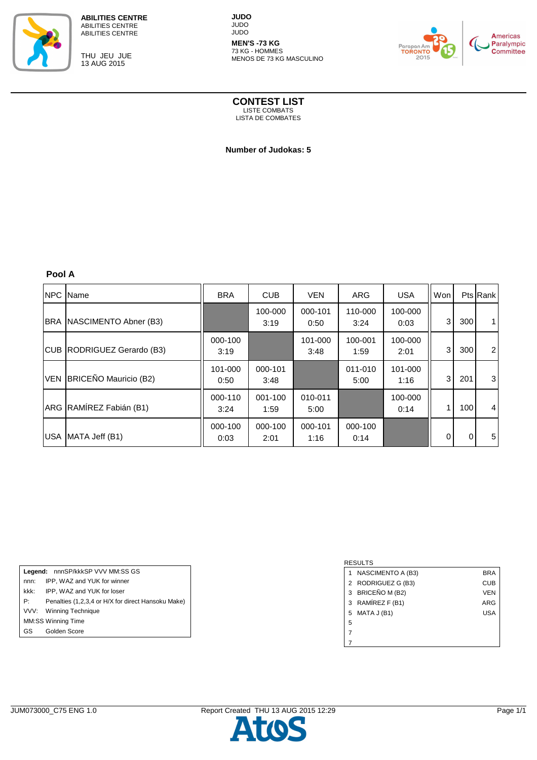**ABILITIES CENTRE**
ABILITIES CENTRE
ABILITIES CENTRE

THU JEU JUE
13 AUG 2015

**JUDO**
JUDO
JUDO

**MEN'S -73 KG**
73 KG - HOMMES
MENOS DE 73 KG MASCULINO

# CONTEST LIST

LISTE COMBATS
LISTA DE COMBATES

**Number of Judokas: 5**

### Pool A

| NPC | Name | BRA | CUB | VEN | ARG | USA | Won | Pts | Rank |
|---|---|---|---|---|---|---|---|---|---|
| BRA | NASCIMENTO Abner (B3) | | 100-000 3:19 | 000-101 0:50 | 110-000 3:24 | 100-000 0:03 | 3 | 300 | 1 |
| CUB | RODRIGUEZ Gerardo (B3) | 000-100 3:19 | | 101-000 3:48 | 100-001 1:59 | 100-000 2:01 | 3 | 300 | 2 |
| VEN | BRICEÑO Mauricio (B2) | 101-000 0:50 | 000-101 3:48 | | 011-010 5:00 | 101-000 1:16 | 3 | 201 | 3 |
| ARG | RAMÍREZ Fabián (B1) | 000-110 3:24 | 001-100 1:59 | 010-011 5:00 | | 100-000 0:14 | 1 | 100 | 4 |
| USA | MATA Jeff (B1) | 000-100 0:03 | 000-100 2:01 | 000-101 1:16 | 000-100 0:14 | | 0 | 0 | 5 |

| **Legend:** | nnnSP/kkkSP VVV MM:SS GS |
|---|---|
| nnn: | IPP, WAZ and YUK for winner |
| kkk: | IPP, WAZ and YUK for loser |
| P: | Penalties (1,2,3,4 or H/X for direct Hansoku Make) |
| VVV: | Winning Technique |
| MM:SS | Winning Time |
| GS | Golden Score |

RESULTS

| Rank | Name | NPC |
|---|---|---|
| 1 | NASCIMENTO A (B3) | BRA |
| 2 | RODRIGUEZ G (B3) | CUB |
| 3 | BRICEÑO M (B2) | VEN |
| 3 | RAMÍREZ F (B1) | ARG |
| 5 | MATA J (B1) | USA |
| 5 | | |
| 7 | | |
| 7 | | |

JUM073000_C75 ENG 1.0 Report Created THU 13 AUG 2015 12:29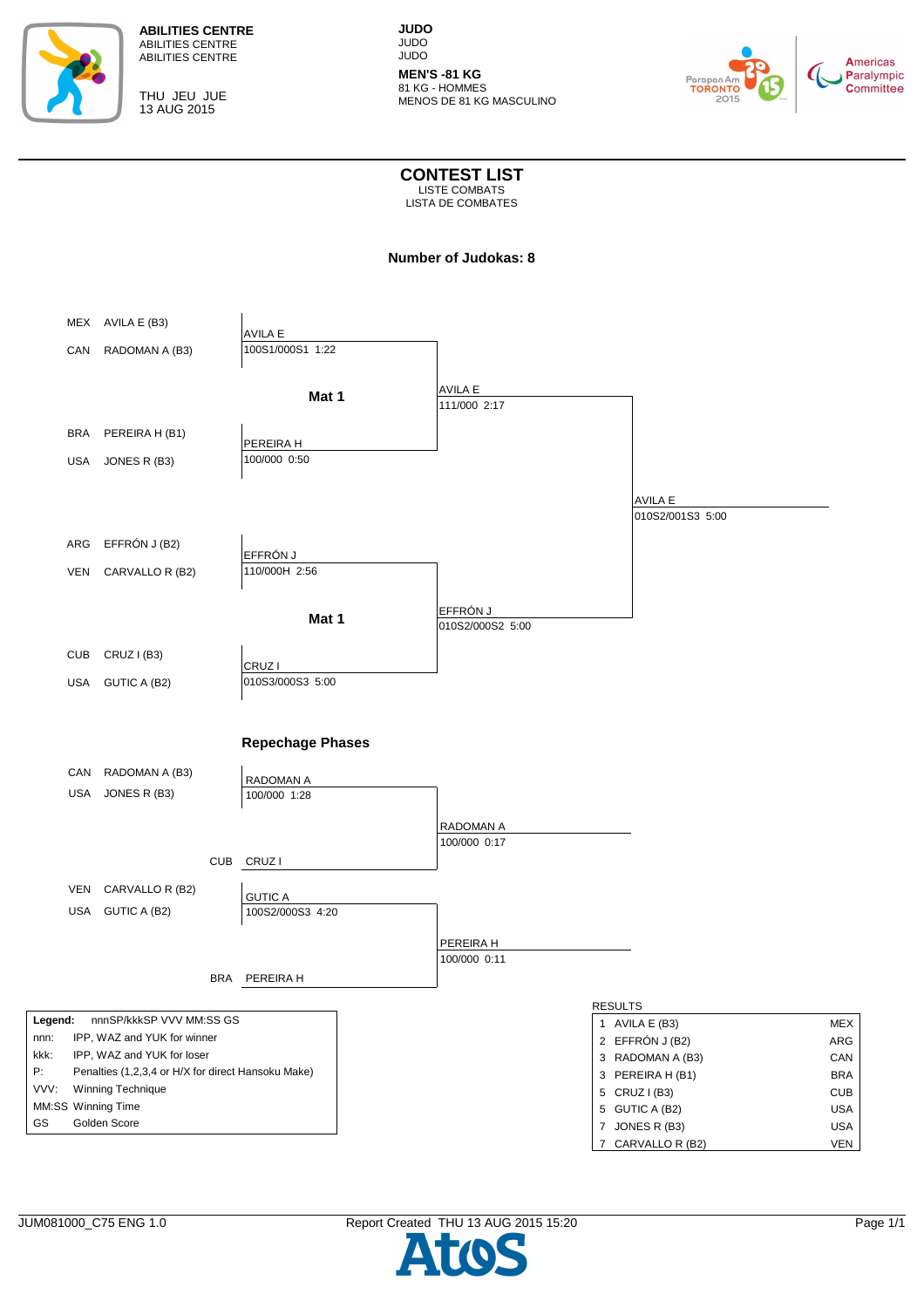ABILITIES CENTRE
ABILITIES CENTRE
ABILITIES CENTRE

THU JEU JUE
13 AUG 2015

**JUDO**
JUDO
JUDO

**MEN'S -81 KG**
81 KG - HOMMES
MENOS DE 81 KG MASCULINO

# CONTEST LIST
LISTE COMBATS
LISTA DE COMBATES

**Number of Judokas: 8**

### Mat 1

| Country | Athlete | Round 1 | Semifinal | Final |
|---|---|---|---|---|
| MEX | AVILA E (B3) | AVILA E 100S1/000S1 1:22 | AVILA E 111/000 2:17 | AVILA E 010S2/001S3 5:00 |
| CAN | RADOMAN A (B3) | | | |
| BRA | PEREIRA H (B1) | PEREIRA H 100/000 0:50 | | |
| USA | JONES R (B3) | | | |

### Mat 1

| Country | Athlete | Round 1 | Semifinal |
|---|---|---|---|
| ARG | EFFRÓN J (B2) | EFFRÓN J 110/000H 2:56 | EFFRÓN J 010S2/000S2 5:00 |
| VEN | CARVALLO R (B2) | | |
| CUB | CRUZ I (B3) | CRUZ I 010S3/000S3 5:00 | |
| USA | GUTIC A (B2) | | |

## Repechage Phases

| Country | Athlete | Repechage | Bronze |
|---|---|---|---|
| CAN | RADOMAN A (B3) | RADOMAN A 100/000 1:28 | RADOMAN A 100/000 0:17 |
| USA | JONES R (B3) | | |
| CUB | CRUZ I | | |
| VEN | CARVALLO R (B2) | GUTIC A 100S2/000S3 4:20 | PEREIRA H 100/000 0:11 |
| USA | GUTIC A (B2) | | |
| BRA | PEREIRA H | | |

**Legend:** nnnSP/kkkSP VVV MM:SS GS
- nnn: IPP, WAZ and YUK for winner
- kkk: IPP, WAZ and YUK for loser
- P: Penalties (1,2,3,4 or H/X for direct Hansoku Make)
- VVV: Winning Technique
- MM:SS Winning Time
- GS Golden Score

RESULTS

| Rank | Athlete | Country |
|---|---|---|
| 1 | AVILA E (B3) | MEX |
| 2 | EFFRÓN J (B2) | ARG |
| 3 | RADOMAN A (B3) | CAN |
| 3 | PEREIRA H (B1) | BRA |
| 5 | CRUZ I (B3) | CUB |
| 5 | GUTIC A (B2) | USA |
| 7 | JONES R (B3) | USA |
| 7 | CARVALLO R (B2) | VEN |

JUM081000_C75 ENG 1.0 Report Created THU 13 AUG 2015 15:20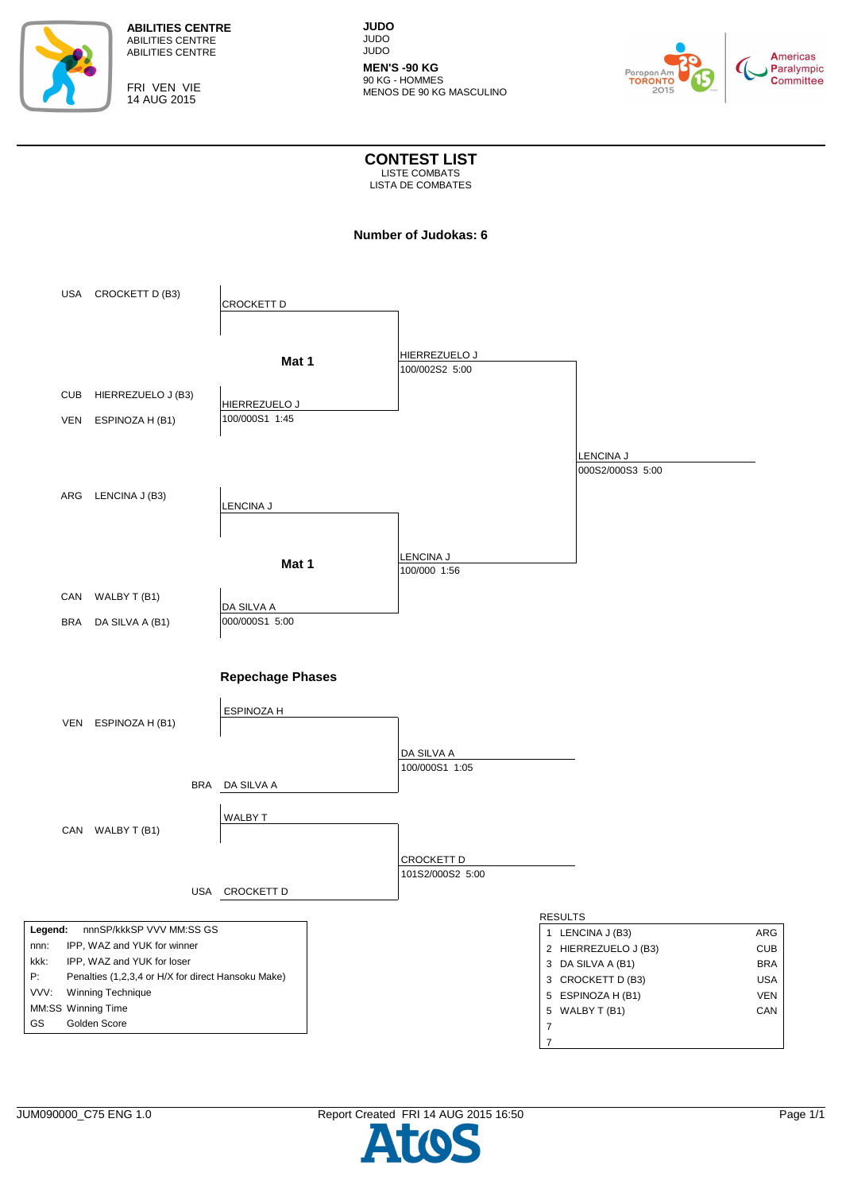**ABILITIES CENTRE**
ABILITIES CENTRE
ABILITIES CENTRE

FRI VEN VIE
14 AUG 2015

**JUDO**
JUDO
JUDO

**MEN'S -90 KG**
90 KG - HOMMES
MENOS DE 90 KG MASCULINO

# CONTEST LIST
LISTE COMBATS
LISTA DE COMBATES

**Number of Judokas: 6**

USA CROCKETT D (B3)
CUB HIERREZUELO J (B3)
VEN ESPINOZA H (B1)

**Mat 1**

- CROCKETT D
- HIERREZUELO J — 100/000S1 1:45
- HIERREZUELO J — 100/002S2 5:00

ARG LENCINA J (B3)
CAN WALBY T (B1)
BRA DA SILVA A (B1)

**Mat 1**

- LENCINA J
- DA SILVA A — 000/000S1 5:00
- LENCINA J — 100/000 1:56

Final: LENCINA J — 000S2/000S3 5:00

**Repechage Phases**

VEN ESPINOZA H (B1)
BRA DA SILVA A

- ESPINOZA H
- DA SILVA A — 100/000S1 1:05

CAN WALBY T (B1)
USA CROCKETT D

- WALBY T
- CROCKETT D — 101S2/000S2 5:00

| Legend: | nnnSP/kkkSP VVV MM:SS GS |
|---|---|
| nnn: | IPP, WAZ and YUK for winner |
| kkk: | IPP, WAZ and YUK for loser |
| P: | Penalties (1,2,3,4 or H/X for direct Hansoku Make) |
| VVV: | Winning Technique |
| MM:SS | Winning Time |
| GS | Golden Score |

RESULTS

| | | |
|---|---|---|
| 1 | LENCINA J (B3) | ARG |
| 2 | HIERREZUELO J (B3) | CUB |
| 3 | DA SILVA A (B1) | BRA |
| 3 | CROCKETT D (B3) | USA |
| 5 | ESPINOZA H (B1) | VEN |
| 5 | WALBY T (B1) | CAN |
| 7 | | |
| 7 | | |

JUM090000_C75 ENG 1.0 Report Created FRI 14 AUG 2015 16:50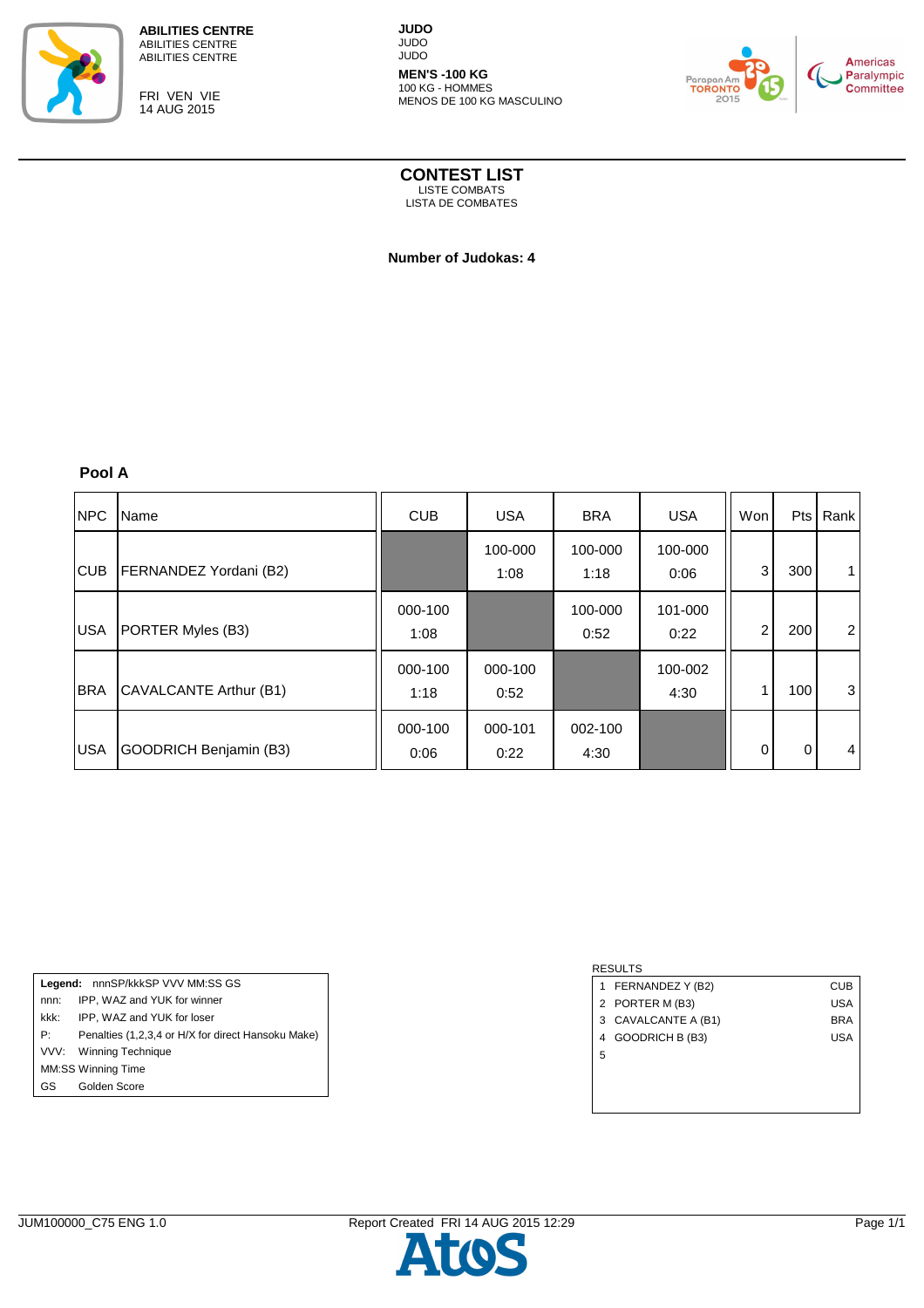**ABILITIES CENTRE**
ABILITIES CENTRE
ABILITIES CENTRE

FRI VEN VIE
14 AUG 2015

**JUDO**
JUDO
JUDO

**MEN'S -100 KG**
100 KG - HOMMES
MENOS DE 100 KG MASCULINO

# CONTEST LIST
LISTE COMBATS
LISTA DE COMBATES

**Number of Judokas: 4**

## Pool A

| NPC | Name | CUB | USA | BRA | USA | Won | Pts | Rank |
|---|---|---|---|---|---|---|---|---|
| CUB | FERNANDEZ Yordani (B2) | | 100-000 1:08 | 100-000 1:18 | 100-000 0:06 | 3 | 300 | 1 |
| USA | PORTER Myles (B3) | 000-100 1:08 | | 100-000 0:52 | 101-000 0:22 | 2 | 200 | 2 |
| BRA | CAVALCANTE Arthur (B1) | 000-100 1:18 | 000-100 0:52 | | 100-002 4:30 | 1 | 100 | 3 |
| USA | GOODRICH Benjamin (B3) | 000-100 0:06 | 000-101 0:22 | 002-100 4:30 | | 0 | 0 | 4 |

| **Legend:** | nnnSP/kkkSP VVV MM:SS GS |
|---|---|
| nnn: | IPP, WAZ and YUK for winner |
| kkk: | IPP, WAZ and YUK for loser |
| P: | Penalties (1,2,3,4 or H/X for direct Hansoku Make) |
| VVV: | Winning Technique |
| MM:SS | Winning Time |
| GS | Golden Score |

RESULTS

| | | |
|---|---|---|
| 1 | FERNANDEZ Y (B2) | CUB |
| 2 | PORTER M (B3) | USA |
| 3 | CAVALCANTE A (B1) | BRA |
| 4 | GOODRICH B (B3) | USA |
| 5 | | |

JUM100000_C75 ENG 1.0 — Report Created FRI 14 AUG 2015 12:29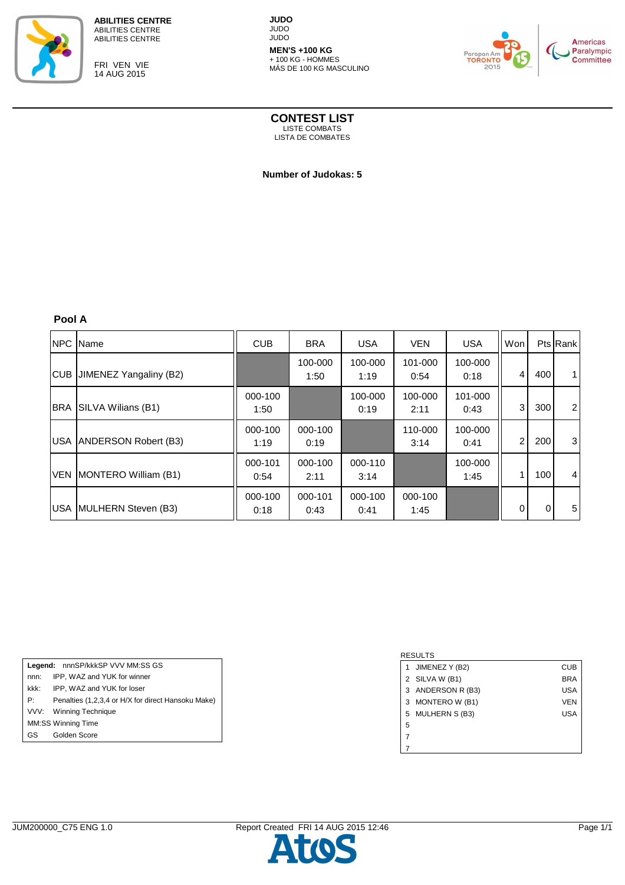**ABILITIES CENTRE**
ABILITIES CENTRE
ABILITIES CENTRE

FRI VEN VIE
14 AUG 2015

**JUDO**
JUDO
JUDO

**MEN'S +100 KG**
+ 100 KG - HOMMES
MÁS DE 100 KG MASCULINO

# CONTEST LIST
LISTE COMBATS
LISTA DE COMBATES

**Number of Judokas: 5**

## Pool A

| NPC | Name | CUB | BRA | USA | VEN | USA | Won | Pts | Rank |
|---|---|---|---|---|---|---|---|---|---|
| CUB | JIMENEZ Yangaliny (B2) | | 100-000 1:50 | 100-000 1:19 | 101-000 0:54 | 100-000 0:18 | 4 | 400 | 1 |
| BRA | SILVA Wilians (B1) | 000-100 1:50 | | 100-000 0:19 | 100-000 2:11 | 101-000 0:43 | 3 | 300 | 2 |
| USA | ANDERSON Robert (B3) | 000-100 1:19 | 000-100 0:19 | | 110-000 3:14 | 100-000 0:41 | 2 | 200 | 3 |
| VEN | MONTERO William (B1) | 000-101 0:54 | 000-100 2:11 | 000-110 3:14 | | 100-000 1:45 | 1 | 100 | 4 |
| USA | MULHERN Steven (B3) | 000-100 0:18 | 000-101 0:43 | 000-100 0:41 | 000-100 1:45 | | 0 | 0 | 5 |

| | |
|---|---|
| **Legend:** | nnnSP/kkkSP VVV MM:SS GS |
| nnn: | IPP, WAZ and YUK for winner |
| kkk: | IPP, WAZ and YUK for loser |
| P: | Penalties (1,2,3,4 or H/X for direct Hansoku Make) |
| VVV: | Winning Technique |
| MM:SS | Winning Time |
| GS | Golden Score |

RESULTS

| | | |
|---|---|---|
| 1 | JIMENEZ Y (B2) | CUB |
| 2 | SILVA W (B1) | BRA |
| 3 | ANDERSON R (B3) | USA |
| 3 | MONTERO W (B1) | VEN |
| 5 | MULHERN S (B3) | USA |
| 5 | | |
| 7 | | |
| 7 | | |

JUM200000_C75 ENG 1.0 Report Created FRI 14 AUG 2015 12:46